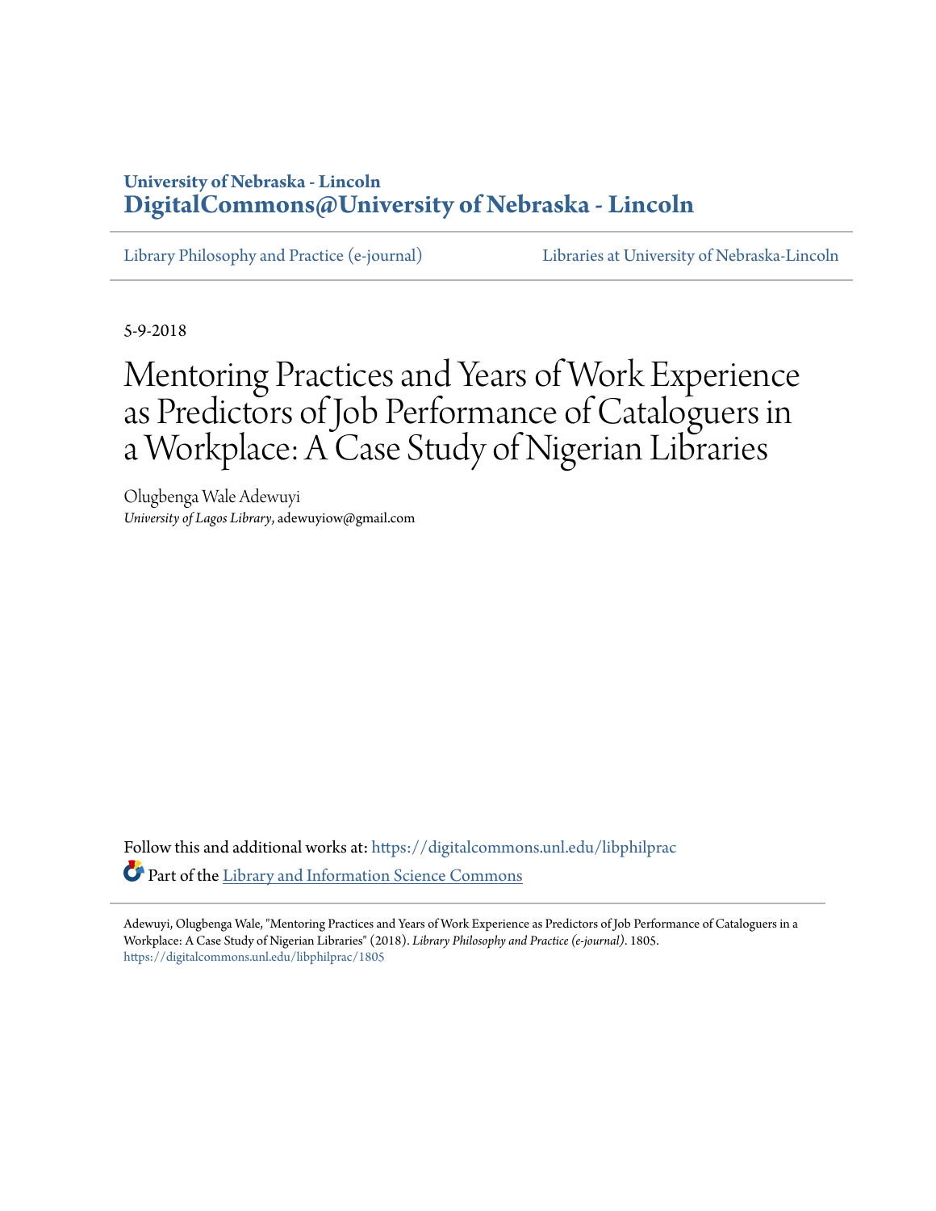**University of Nebraska - Lincoln**
**DigitalCommons@University of Nebraska - Lincoln**

Library Philosophy and Practice (e-journal) | Libraries at University of Nebraska-Lincoln

5-9-2018

# Mentoring Practices and Years of Work Experience as Predictors of Job Performance of Cataloguers in a Workplace: A Case Study of Nigerian Libraries

Olugbenga Wale Adewuyi
*University of Lagos Library*, adewuyiow@gmail.com

Follow this and additional works at: https://digitalcommons.unl.edu/libphilprac

Part of the Library and Information Science Commons

Adewuyi, Olugbenga Wale, "Mentoring Practices and Years of Work Experience as Predictors of Job Performance of Cataloguers in a Workplace: A Case Study of Nigerian Libraries" (2018). *Library Philosophy and Practice (e-journal)*. 1805.
https://digitalcommons.unl.edu/libphilprac/1805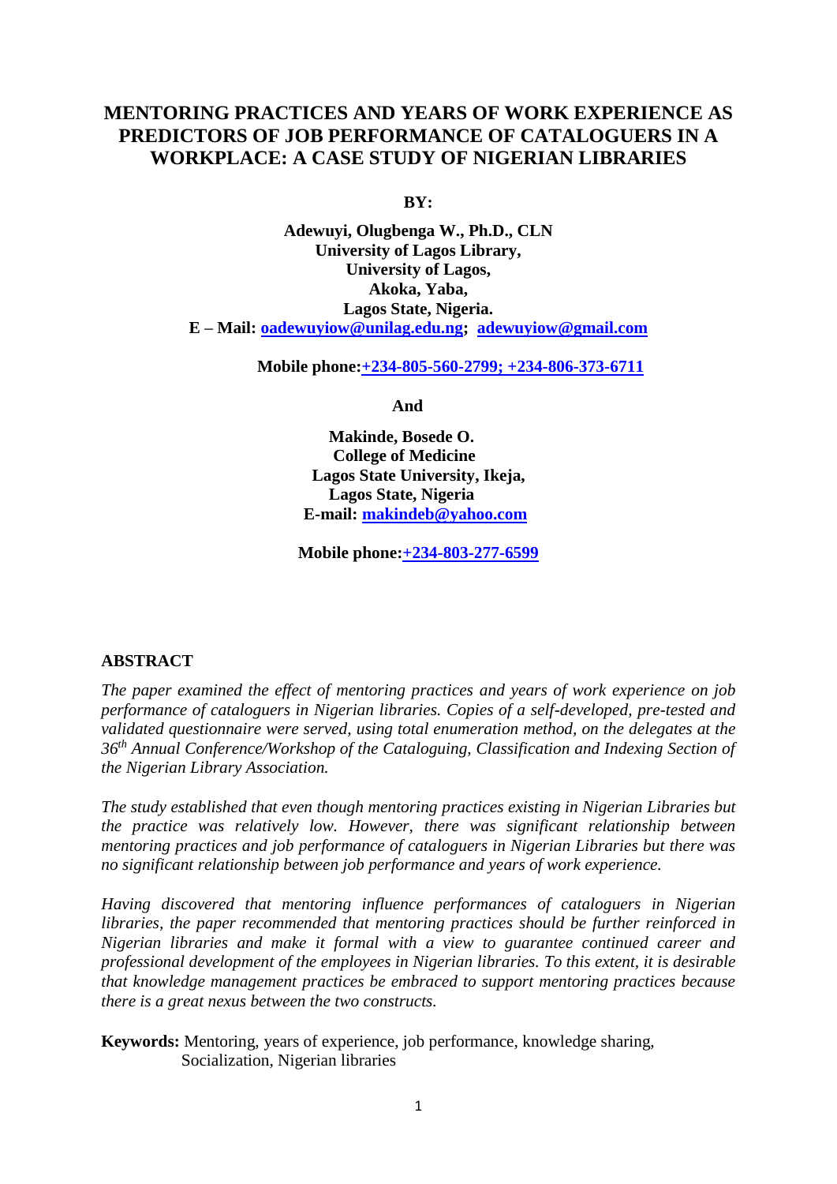# MENTORING PRACTICES AND YEARS OF WORK EXPERIENCE AS PREDICTORS OF JOB PERFORMANCE OF CATALOGUERS IN A WORKPLACE: A CASE STUDY OF NIGERIAN LIBRARIES

**BY:**

**Adewuyi, Olugbenga W., Ph.D., CLN**
**University of Lagos Library,**
**University of Lagos,**
**Akoka, Yaba,**
**Lagos State, Nigeria.**
**E – Mail: oadewuyiow@unilag.edu.ng; adewuyiow@gmail.com**

**Mobile phone:+234-805-560-2799; +234-806-373-6711**

**And**

**Makinde, Bosede O.**
**College of Medicine**
**Lagos State University, Ikeja,**
**Lagos State, Nigeria**
**E-mail: makindeb@yahoo.com**

**Mobile phone:+234-803-277-6599**

## ABSTRACT

*The paper examined the effect of mentoring practices and years of work experience on job performance of cataloguers in Nigerian libraries. Copies of a self-developed, pre-tested and validated questionnaire were served, using total enumeration method, on the delegates at the 36th Annual Conference/Workshop of the Cataloguing, Classification and Indexing Section of the Nigerian Library Association.*

*The study established that even though mentoring practices existing in Nigerian Libraries but the practice was relatively low. However, there was significant relationship between mentoring practices and job performance of cataloguers in Nigerian Libraries but there was no significant relationship between job performance and years of work experience.*

*Having discovered that mentoring influence performances of cataloguers in Nigerian libraries, the paper recommended that mentoring practices should be further reinforced in Nigerian libraries and make it formal with a view to guarantee continued career and professional development of the employees in Nigerian libraries. To this extent, it is desirable that knowledge management practices be embraced to support mentoring practices because there is a great nexus between the two constructs.*

**Keywords:** Mentoring, years of experience, job performance, knowledge sharing, Socialization, Nigerian libraries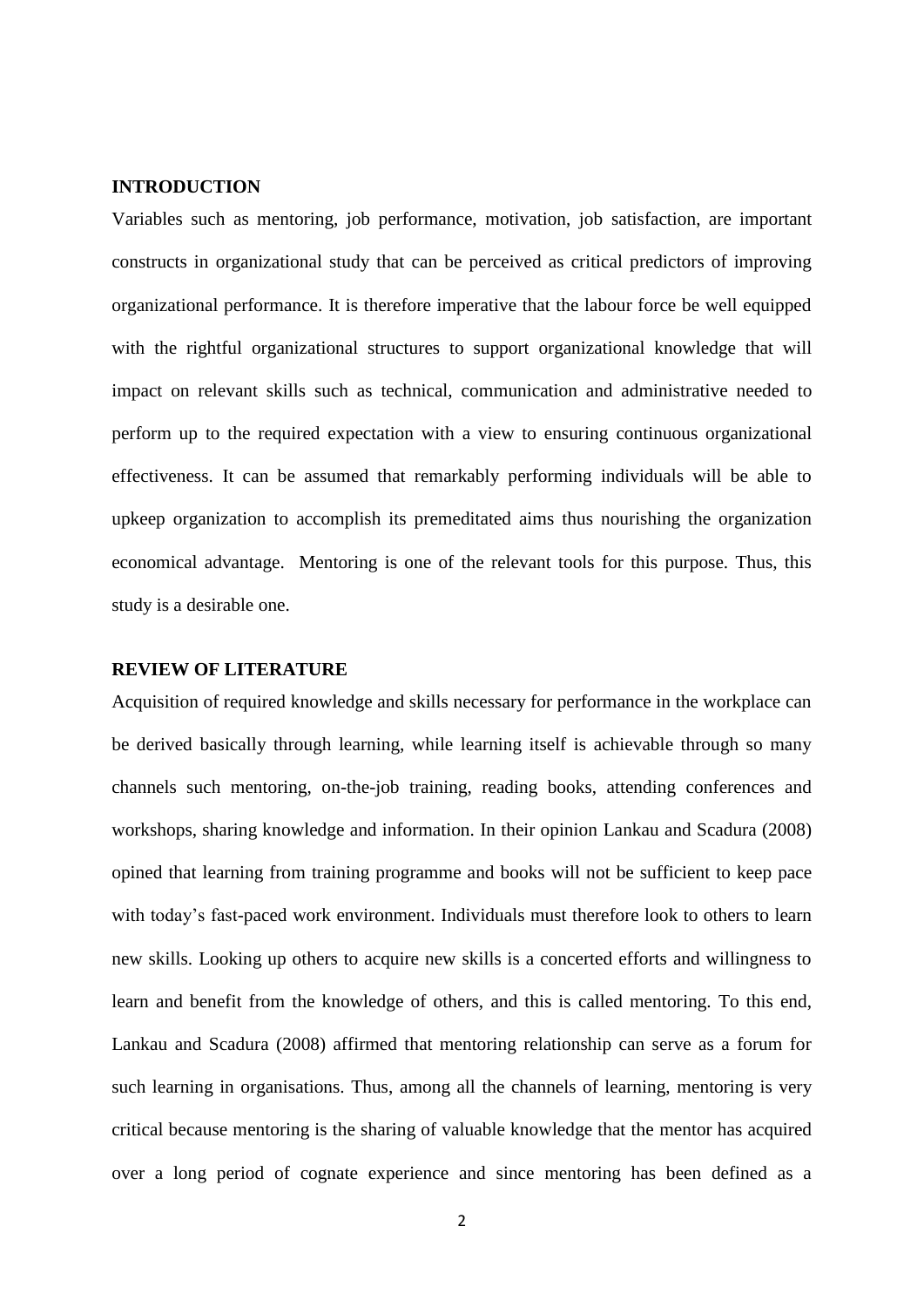## INTRODUCTION

Variables such as mentoring, job performance, motivation, job satisfaction, are important constructs in organizational study that can be perceived as critical predictors of improving organizational performance. It is therefore imperative that the labour force be well equipped with the rightful organizational structures to support organizational knowledge that will impact on relevant skills such as technical, communication and administrative needed to perform up to the required expectation with a view to ensuring continuous organizational effectiveness. It can be assumed that remarkably performing individuals will be able to upkeep organization to accomplish its premeditated aims thus nourishing the organization economical advantage. Mentoring is one of the relevant tools for this purpose. Thus, this study is a desirable one.

## REVIEW OF LITERATURE

Acquisition of required knowledge and skills necessary for performance in the workplace can be derived basically through learning, while learning itself is achievable through so many channels such mentoring, on-the-job training, reading books, attending conferences and workshops, sharing knowledge and information. In their opinion Lankau and Scadura (2008) opined that learning from training programme and books will not be sufficient to keep pace with today's fast-paced work environment. Individuals must therefore look to others to learn new skills. Looking up others to acquire new skills is a concerted efforts and willingness to learn and benefit from the knowledge of others, and this is called mentoring. To this end, Lankau and Scadura (2008) affirmed that mentoring relationship can serve as a forum for such learning in organisations. Thus, among all the channels of learning, mentoring is very critical because mentoring is the sharing of valuable knowledge that the mentor has acquired over a long period of cognate experience and since mentoring has been defined as a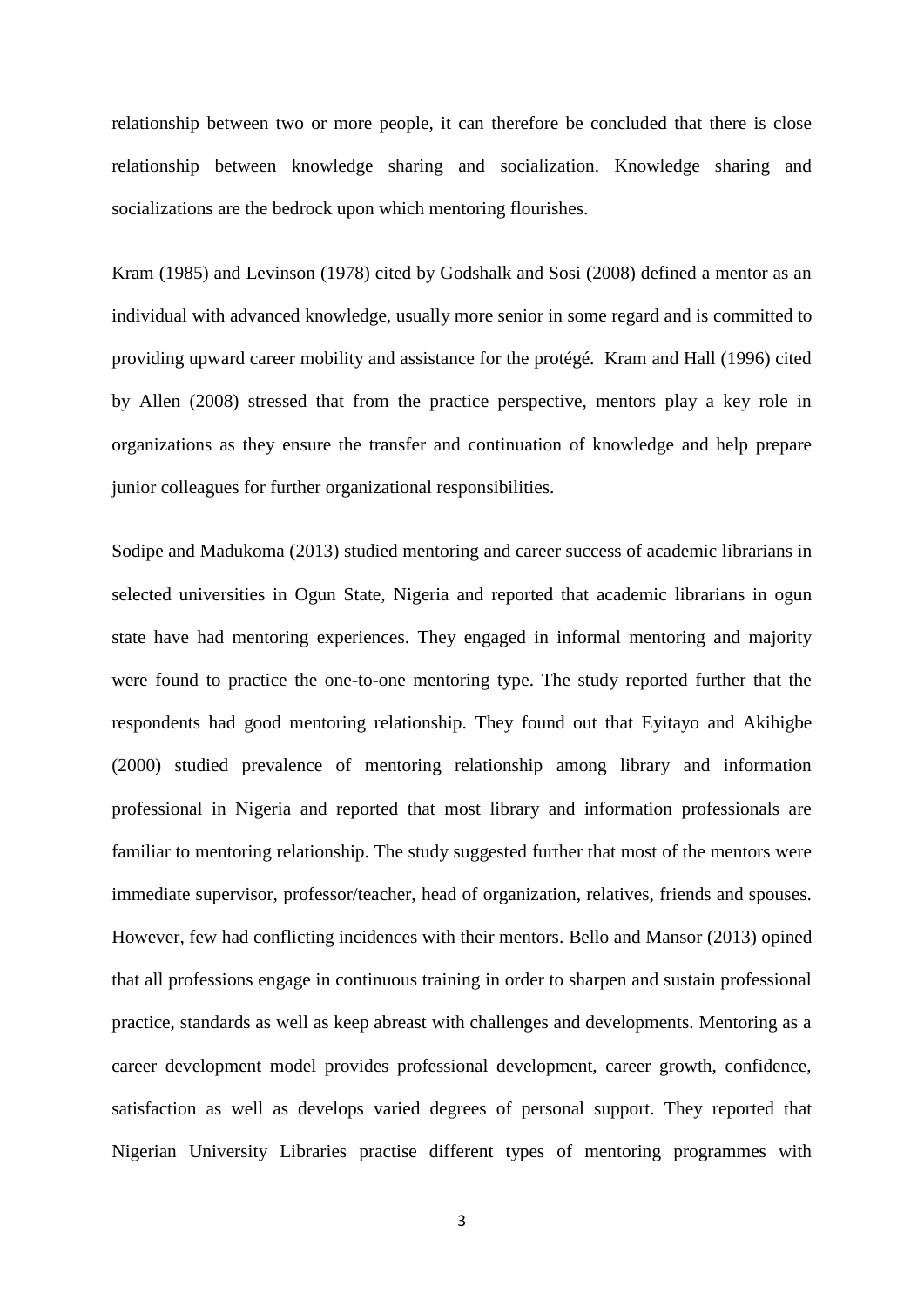relationship between two or more people, it can therefore be concluded that there is close relationship between knowledge sharing and socialization. Knowledge sharing and socializations are the bedrock upon which mentoring flourishes.

Kram (1985) and Levinson (1978) cited by Godshalk and Sosi (2008) defined a mentor as an individual with advanced knowledge, usually more senior in some regard and is committed to providing upward career mobility and assistance for the protégé. Kram and Hall (1996) cited by Allen (2008) stressed that from the practice perspective, mentors play a key role in organizations as they ensure the transfer and continuation of knowledge and help prepare junior colleagues for further organizational responsibilities.

Sodipe and Madukoma (2013) studied mentoring and career success of academic librarians in selected universities in Ogun State, Nigeria and reported that academic librarians in ogun state have had mentoring experiences. They engaged in informal mentoring and majority were found to practice the one-to-one mentoring type. The study reported further that the respondents had good mentoring relationship. They found out that Eyitayo and Akihigbe (2000) studied prevalence of mentoring relationship among library and information professional in Nigeria and reported that most library and information professionals are familiar to mentoring relationship. The study suggested further that most of the mentors were immediate supervisor, professor/teacher, head of organization, relatives, friends and spouses. However, few had conflicting incidences with their mentors. Bello and Mansor (2013) opined that all professions engage in continuous training in order to sharpen and sustain professional practice, standards as well as keep abreast with challenges and developments. Mentoring as a career development model provides professional development, career growth, confidence, satisfaction as well as develops varied degrees of personal support. They reported that Nigerian University Libraries practise different types of mentoring programmes with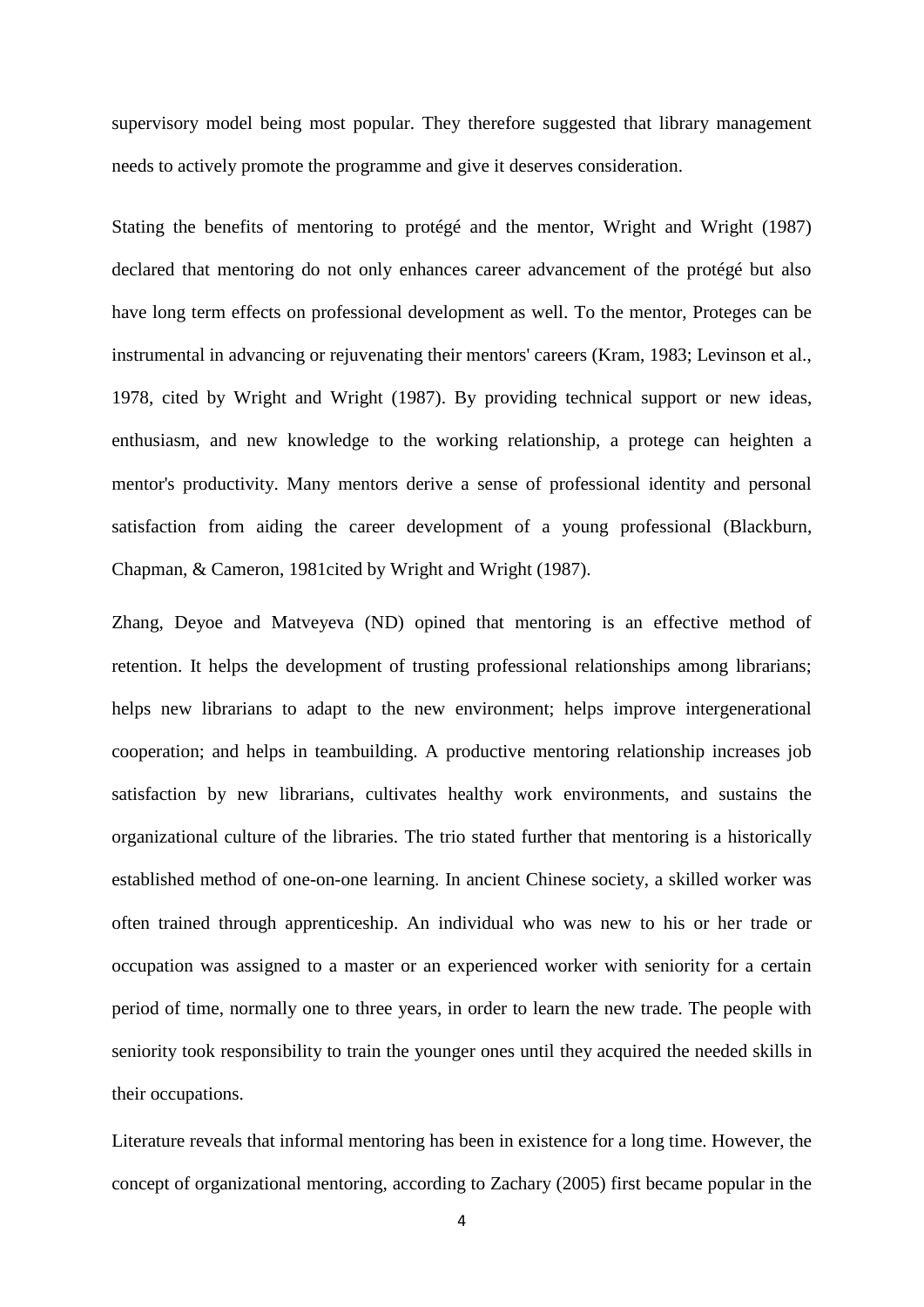supervisory model being most popular. They therefore suggested that library management needs to actively promote the programme and give it deserves consideration.

Stating the benefits of mentoring to protégé and the mentor, Wright and Wright (1987) declared that mentoring do not only enhances career advancement of the protégé but also have long term effects on professional development as well. To the mentor, Proteges can be instrumental in advancing or rejuvenating their mentors' careers (Kram, 1983; Levinson et al., 1978, cited by Wright and Wright (1987). By providing technical support or new ideas, enthusiasm, and new knowledge to the working relationship, a protege can heighten a mentor's productivity. Many mentors derive a sense of professional identity and personal satisfaction from aiding the career development of a young professional (Blackburn, Chapman, & Cameron, 1981cited by Wright and Wright (1987).

Zhang, Deyoe and Matveyeva (ND) opined that mentoring is an effective method of retention. It helps the development of trusting professional relationships among librarians; helps new librarians to adapt to the new environment; helps improve intergenerational cooperation; and helps in teambuilding. A productive mentoring relationship increases job satisfaction by new librarians, cultivates healthy work environments, and sustains the organizational culture of the libraries. The trio stated further that mentoring is a historically established method of one-on-one learning. In ancient Chinese society, a skilled worker was often trained through apprenticeship. An individual who was new to his or her trade or occupation was assigned to a master or an experienced worker with seniority for a certain period of time, normally one to three years, in order to learn the new trade. The people with seniority took responsibility to train the younger ones until they acquired the needed skills in their occupations.

Literature reveals that informal mentoring has been in existence for a long time. However, the concept of organizational mentoring, according to Zachary (2005) first became popular in the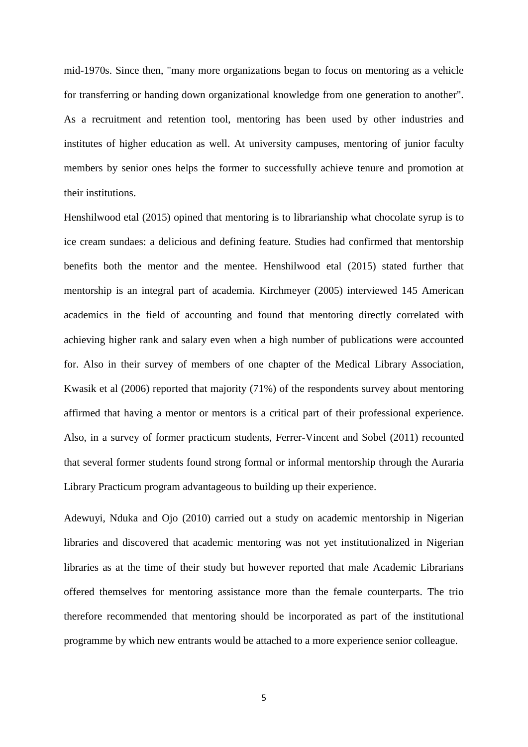mid-1970s. Since then, "many more organizations began to focus on mentoring as a vehicle for transferring or handing down organizational knowledge from one generation to another". As a recruitment and retention tool, mentoring has been used by other industries and institutes of higher education as well. At university campuses, mentoring of junior faculty members by senior ones helps the former to successfully achieve tenure and promotion at their institutions.

Henshilwood etal (2015) opined that mentoring is to librarianship what chocolate syrup is to ice cream sundaes: a delicious and defining feature. Studies had confirmed that mentorship benefits both the mentor and the mentee. Henshilwood etal (2015) stated further that mentorship is an integral part of academia. Kirchmeyer (2005) interviewed 145 American academics in the field of accounting and found that mentoring directly correlated with achieving higher rank and salary even when a high number of publications were accounted for. Also in their survey of members of one chapter of the Medical Library Association, Kwasik et al (2006) reported that majority (71%) of the respondents survey about mentoring affirmed that having a mentor or mentors is a critical part of their professional experience. Also, in a survey of former practicum students, Ferrer-Vincent and Sobel (2011) recounted that several former students found strong formal or informal mentorship through the Auraria Library Practicum program advantageous to building up their experience.

Adewuyi, Nduka and Ojo (2010) carried out a study on academic mentorship in Nigerian libraries and discovered that academic mentoring was not yet institutionalized in Nigerian libraries as at the time of their study but however reported that male Academic Librarians offered themselves for mentoring assistance more than the female counterparts. The trio therefore recommended that mentoring should be incorporated as part of the institutional programme by which new entrants would be attached to a more experience senior colleague.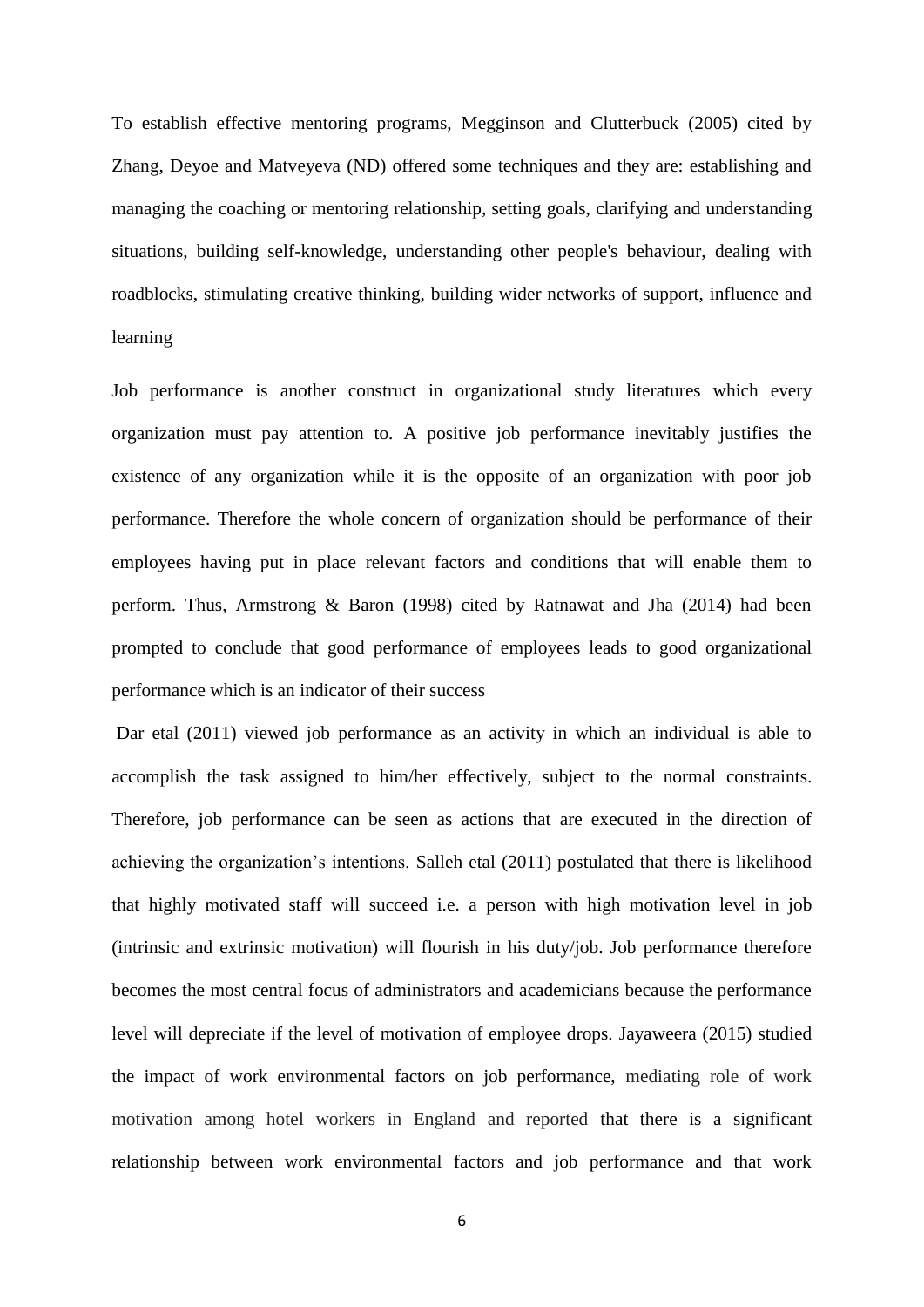To establish effective mentoring programs, Megginson and Clutterbuck (2005) cited by Zhang, Deyoe and Matveyeva (ND) offered some techniques and they are: establishing and managing the coaching or mentoring relationship, setting goals, clarifying and understanding situations, building self-knowledge, understanding other people's behaviour, dealing with roadblocks, stimulating creative thinking, building wider networks of support, influence and learning

Job performance is another construct in organizational study literatures which every organization must pay attention to. A positive job performance inevitably justifies the existence of any organization while it is the opposite of an organization with poor job performance. Therefore the whole concern of organization should be performance of their employees having put in place relevant factors and conditions that will enable them to perform. Thus, Armstrong & Baron (1998) cited by Ratnawat and Jha (2014) had been prompted to conclude that good performance of employees leads to good organizational performance which is an indicator of their success

Dar etal (2011) viewed job performance as an activity in which an individual is able to accomplish the task assigned to him/her effectively, subject to the normal constraints. Therefore, job performance can be seen as actions that are executed in the direction of achieving the organization's intentions. Salleh etal (2011) postulated that there is likelihood that highly motivated staff will succeed i.e. a person with high motivation level in job (intrinsic and extrinsic motivation) will flourish in his duty/job. Job performance therefore becomes the most central focus of administrators and academicians because the performance level will depreciate if the level of motivation of employee drops. Jayaweera (2015) studied the impact of work environmental factors on job performance, mediating role of work motivation among hotel workers in England and reported that there is a significant relationship between work environmental factors and job performance and that work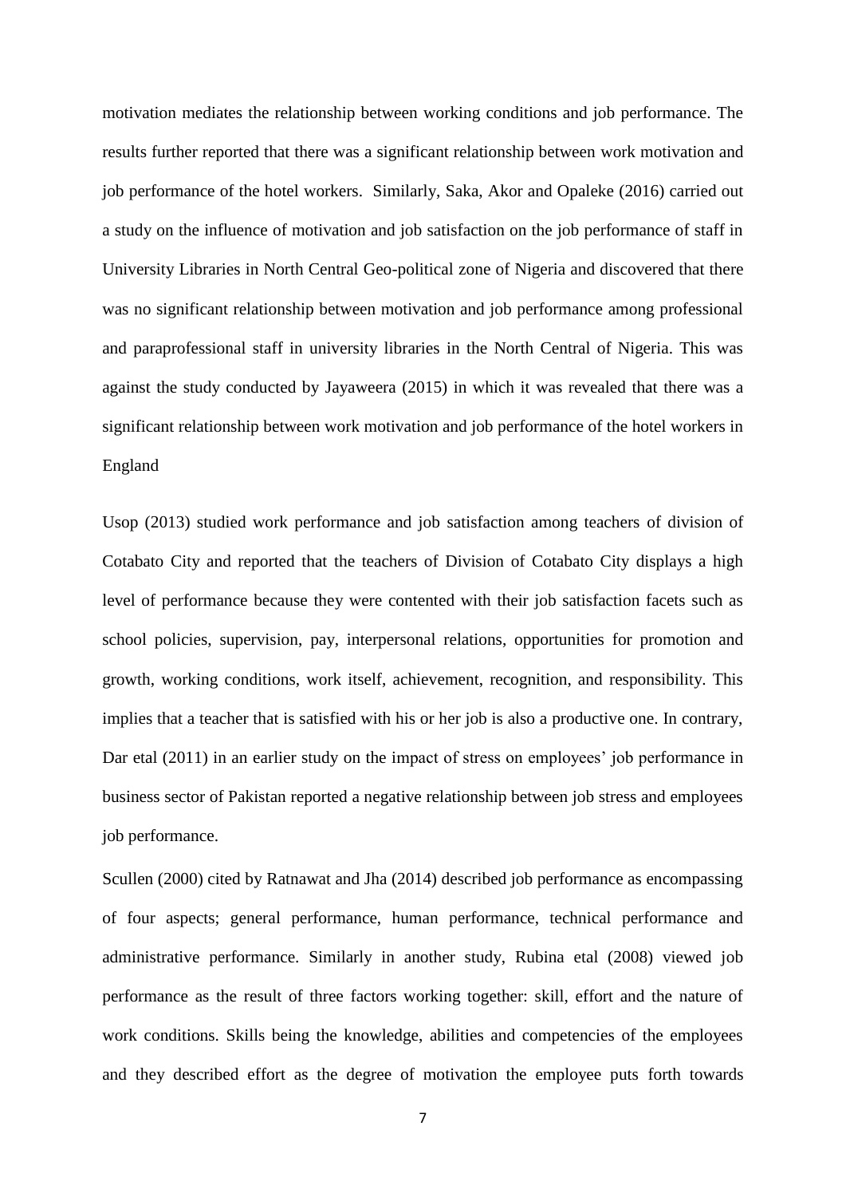motivation mediates the relationship between working conditions and job performance. The results further reported that there was a significant relationship between work motivation and job performance of the hotel workers. Similarly, Saka, Akor and Opaleke (2016) carried out a study on the influence of motivation and job satisfaction on the job performance of staff in University Libraries in North Central Geo-political zone of Nigeria and discovered that there was no significant relationship between motivation and job performance among professional and paraprofessional staff in university libraries in the North Central of Nigeria. This was against the study conducted by Jayaweera (2015) in which it was revealed that there was a significant relationship between work motivation and job performance of the hotel workers in England

Usop (2013) studied work performance and job satisfaction among teachers of division of Cotabato City and reported that the teachers of Division of Cotabato City displays a high level of performance because they were contented with their job satisfaction facets such as school policies, supervision, pay, interpersonal relations, opportunities for promotion and growth, working conditions, work itself, achievement, recognition, and responsibility. This implies that a teacher that is satisfied with his or her job is also a productive one. In contrary, Dar etal (2011) in an earlier study on the impact of stress on employees' job performance in business sector of Pakistan reported a negative relationship between job stress and employees job performance.

Scullen (2000) cited by Ratnawat and Jha (2014) described job performance as encompassing of four aspects; general performance, human performance, technical performance and administrative performance. Similarly in another study, Rubina etal (2008) viewed job performance as the result of three factors working together: skill, effort and the nature of work conditions. Skills being the knowledge, abilities and competencies of the employees and they described effort as the degree of motivation the employee puts forth towards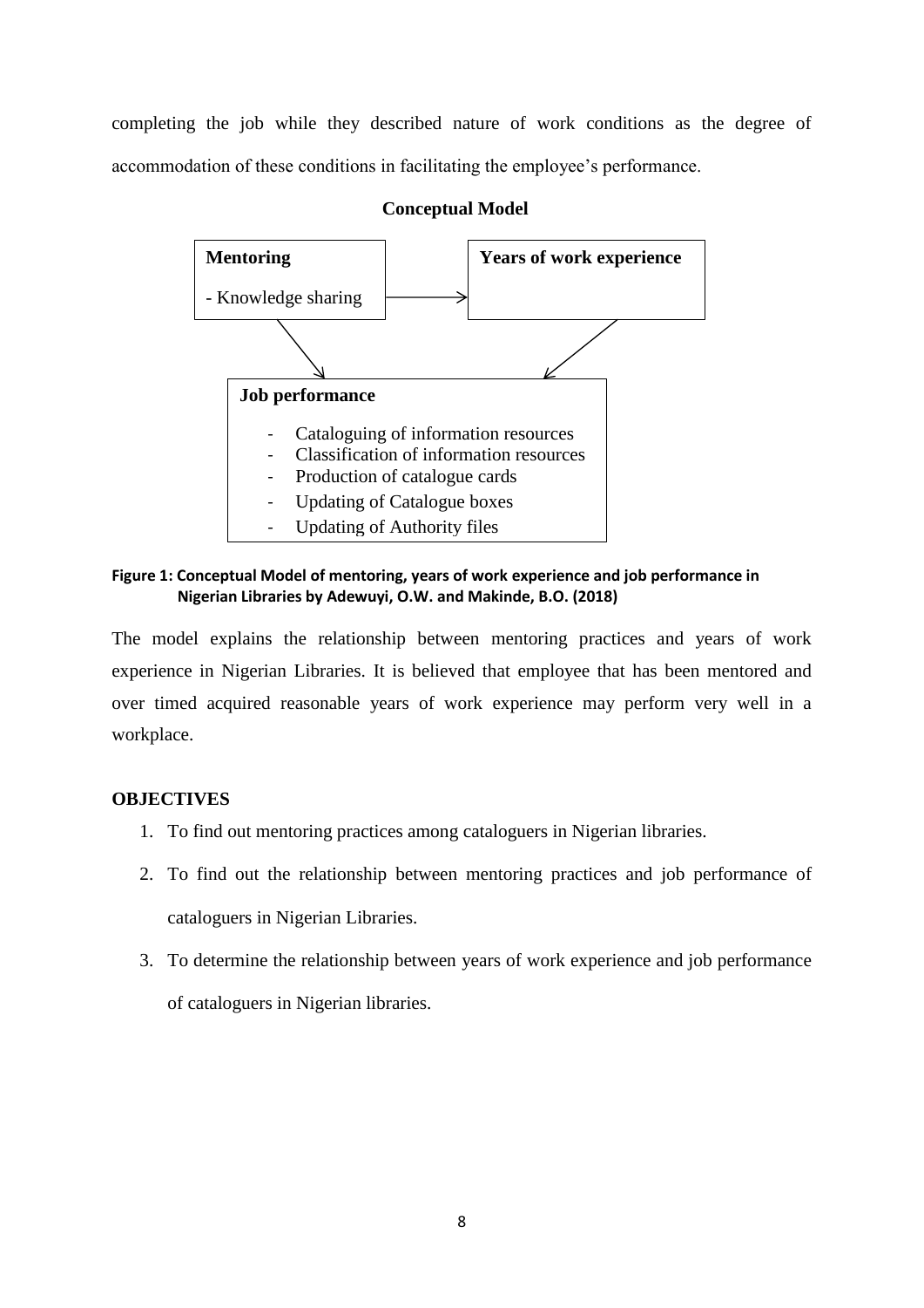completing the job while they described nature of work conditions as the degree of accommodation of these conditions in facilitating the employee's performance.

**Conceptual Model**

**Mentoring**

- Knowledge sharing

**Years of work experience**

**Job performance**

- Cataloguing of information resources
- Classification of information resources
- Production of catalogue cards
- Updating of Catalogue boxes
- Updating of Authority files

**Figure 1: Conceptual Model of mentoring, years of work experience and job performance in Nigerian Libraries by Adewuyi, O.W. and Makinde, B.O. (2018)**

The model explains the relationship between mentoring practices and years of work experience in Nigerian Libraries. It is believed that employee that has been mentored and over timed acquired reasonable years of work experience may perform very well in a workplace.

## OBJECTIVES

1. To find out mentoring practices among cataloguers in Nigerian libraries.
2. To find out the relationship between mentoring practices and job performance of cataloguers in Nigerian Libraries.
3. To determine the relationship between years of work experience and job performance of cataloguers in Nigerian libraries.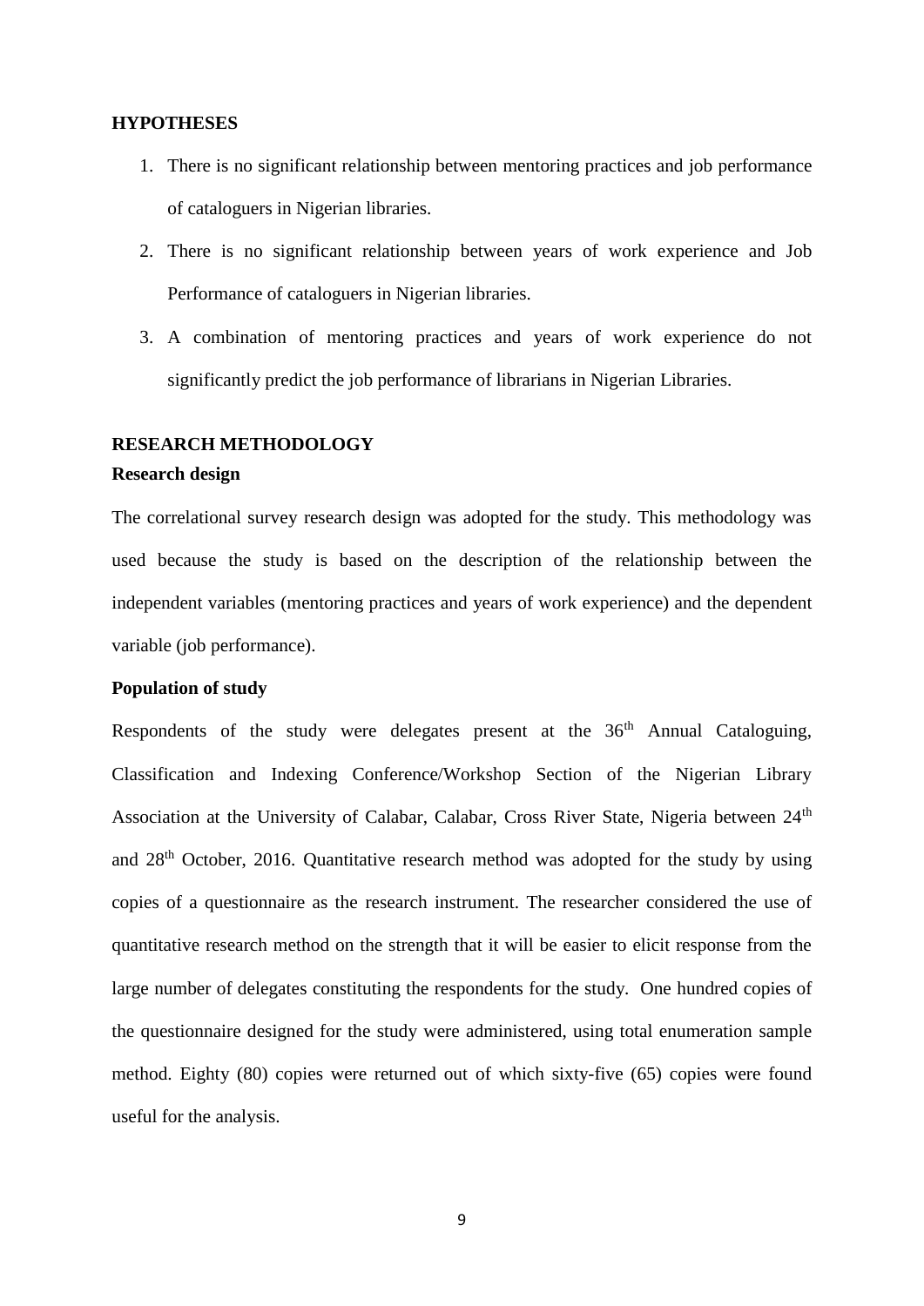**HYPOTHESES**

1. There is no significant relationship between mentoring practices and job performance of cataloguers in Nigerian libraries.
2. There is no significant relationship between years of work experience and Job Performance of cataloguers in Nigerian libraries.
3. A combination of mentoring practices and years of work experience do not significantly predict the job performance of librarians in Nigerian Libraries.

**RESEARCH METHODOLOGY**

**Research design**

The correlational survey research design was adopted for the study. This methodology was used because the study is based on the description of the relationship between the independent variables (mentoring practices and years of work experience) and the dependent variable (job performance).

**Population of study**

Respondents of the study were delegates present at the 36th Annual Cataloguing, Classification and Indexing Conference/Workshop Section of the Nigerian Library Association at the University of Calabar, Calabar, Cross River State, Nigeria between 24th and 28th October, 2016. Quantitative research method was adopted for the study by using copies of a questionnaire as the research instrument. The researcher considered the use of quantitative research method on the strength that it will be easier to elicit response from the large number of delegates constituting the respondents for the study. One hundred copies of the questionnaire designed for the study were administered, using total enumeration sample method. Eighty (80) copies were returned out of which sixty-five (65) copies were found useful for the analysis.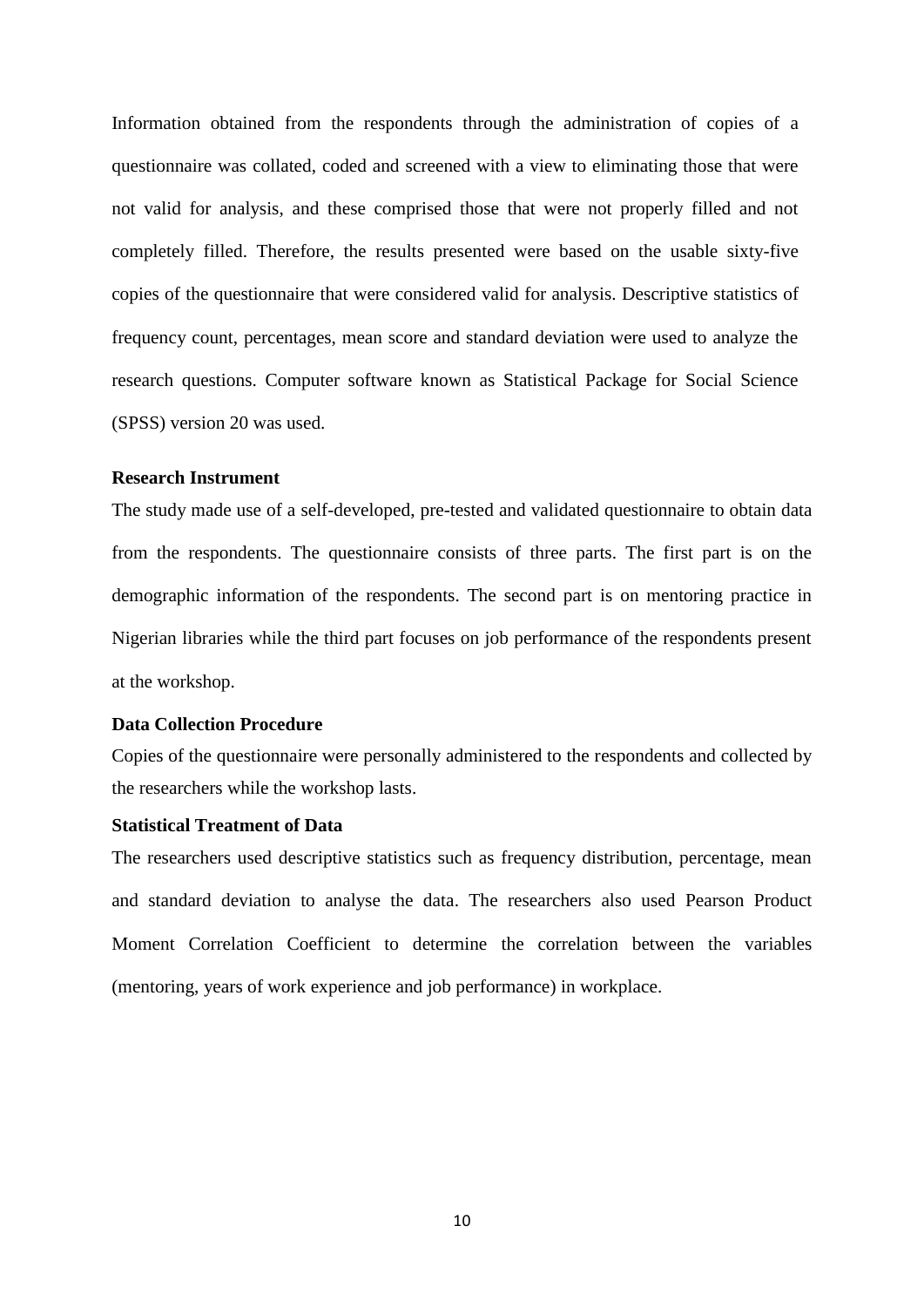Information obtained from the respondents through the administration of copies of a questionnaire was collated, coded and screened with a view to eliminating those that were not valid for analysis, and these comprised those that were not properly filled and not completely filled. Therefore, the results presented were based on the usable sixty-five copies of the questionnaire that were considered valid for analysis. Descriptive statistics of frequency count, percentages, mean score and standard deviation were used to analyze the research questions. Computer software known as Statistical Package for Social Science (SPSS) version 20 was used.

**Research Instrument**

The study made use of a self-developed, pre-tested and validated questionnaire to obtain data from the respondents. The questionnaire consists of three parts. The first part is on the demographic information of the respondents. The second part is on mentoring practice in Nigerian libraries while the third part focuses on job performance of the respondents present at the workshop.

**Data Collection Procedure**

Copies of the questionnaire were personally administered to the respondents and collected by the researchers while the workshop lasts.

**Statistical Treatment of Data**

The researchers used descriptive statistics such as frequency distribution, percentage, mean and standard deviation to analyse the data. The researchers also used Pearson Product Moment Correlation Coefficient to determine the correlation between the variables (mentoring, years of work experience and job performance) in workplace.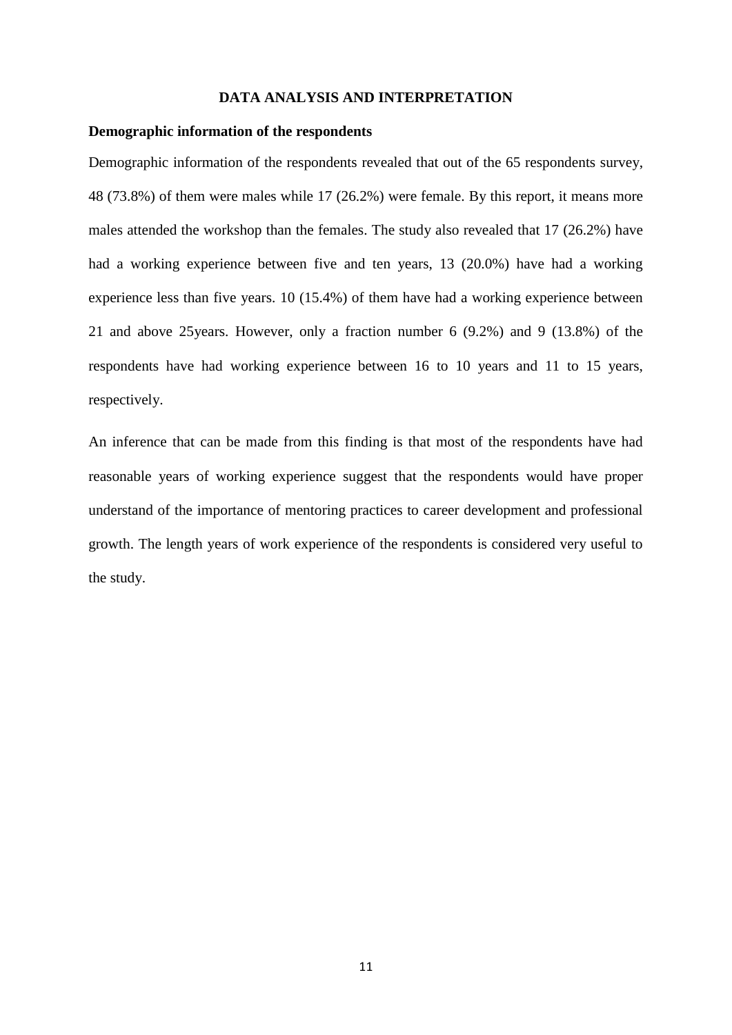## DATA ANALYSIS AND INTERPRETATION

**Demographic information of the respondents**

Demographic information of the respondents revealed that out of the 65 respondents survey, 48 (73.8%) of them were males while 17 (26.2%) were female. By this report, it means more males attended the workshop than the females. The study also revealed that 17 (26.2%) have had a working experience between five and ten years, 13 (20.0%) have had a working experience less than five years. 10 (15.4%) of them have had a working experience between 21 and above 25years. However, only a fraction number 6 (9.2%) and 9 (13.8%) of the respondents have had working experience between 16 to 10 years and 11 to 15 years, respectively.

An inference that can be made from this finding is that most of the respondents have had reasonable years of working experience suggest that the respondents would have proper understand of the importance of mentoring practices to career development and professional growth. The length years of work experience of the respondents is considered very useful to the study.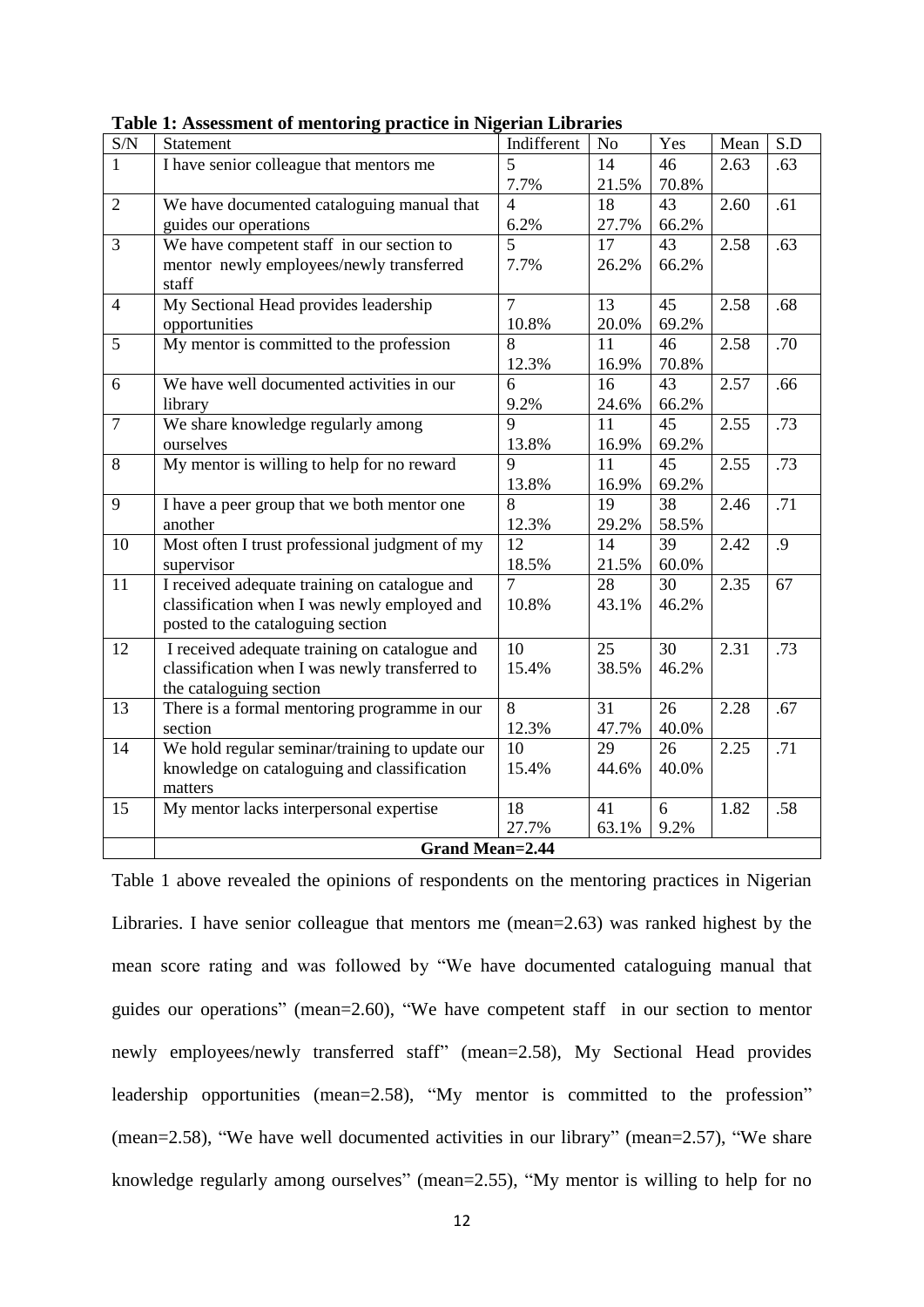**Table 1: Assessment of mentoring practice in Nigerian Libraries**

| S/N | Statement | Indifferent | No | Yes | Mean | S.D |
|---|---|---|---|---|---|---|
| 1 | I have senior colleague that mentors me | 5<br>7.7% | 14<br>21.5% | 46<br>70.8% | 2.63 | .63 |
| 2 | We have documented cataloguing manual that guides our operations | 4<br>6.2% | 18<br>27.7% | 43<br>66.2% | 2.60 | .61 |
| 3 | We have competent staff in our section to mentor newly employees/newly transferred staff | 5<br>7.7% | 17<br>26.2% | 43<br>66.2% | 2.58 | .63 |
| 4 | My Sectional Head provides leadership opportunities | 7<br>10.8% | 13<br>20.0% | 45<br>69.2% | 2.58 | .68 |
| 5 | My mentor is committed to the profession | 8<br>12.3% | 11<br>16.9% | 46<br>70.8% | 2.58 | .70 |
| 6 | We have well documented activities in our library | 6<br>9.2% | 16<br>24.6% | 43<br>66.2% | 2.57 | .66 |
| 7 | We share knowledge regularly among ourselves | 9<br>13.8% | 11<br>16.9% | 45<br>69.2% | 2.55 | .73 |
| 8 | My mentor is willing to help for no reward | 9<br>13.8% | 11<br>16.9% | 45<br>69.2% | 2.55 | .73 |
| 9 | I have a peer group that we both mentor one another | 8<br>12.3% | 19<br>29.2% | 38<br>58.5% | 2.46 | .71 |
| 10 | Most often I trust professional judgment of my supervisor | 12<br>18.5% | 14<br>21.5% | 39<br>60.0% | 2.42 | .9 |
| 11 | I received adequate training on catalogue and classification when I was newly employed and posted to the cataloguing section | 7<br>10.8% | 28<br>43.1% | 30<br>46.2% | 2.35 | 67 |
| 12 | I received adequate training on catalogue and classification when I was newly transferred to the cataloguing section | 10<br>15.4% | 25<br>38.5% | 30<br>46.2% | 2.31 | .73 |
| 13 | There is a formal mentoring programme in our section | 8<br>12.3% | 31<br>47.7% | 26<br>40.0% | 2.28 | .67 |
| 14 | We hold regular seminar/training to update our knowledge on cataloguing and classification matters | 10<br>15.4% | 29<br>44.6% | 26<br>40.0% | 2.25 | .71 |
| 15 | My mentor lacks interpersonal expertise | 18<br>27.7% | 41<br>63.1% | 6<br>9.2% | 1.82 | .58 |
| | **Grand Mean=2.44** | | | | | |

Table 1 above revealed the opinions of respondents on the mentoring practices in Nigerian Libraries. I have senior colleague that mentors me (mean=2.63) was ranked highest by the mean score rating and was followed by "We have documented cataloguing manual that guides our operations" (mean=2.60), "We have competent staff in our section to mentor newly employees/newly transferred staff" (mean=2.58), My Sectional Head provides leadership opportunities (mean=2.58), "My mentor is committed to the profession" (mean=2.58), "We have well documented activities in our library" (mean=2.57), "We share knowledge regularly among ourselves" (mean=2.55), "My mentor is willing to help for no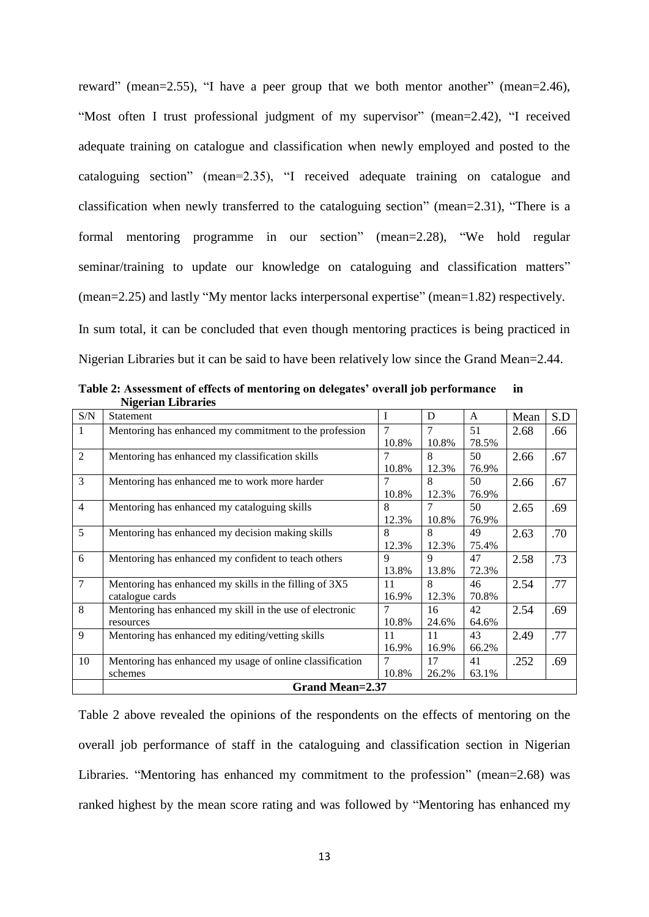reward" (mean=2.55), "I have a peer group that we both mentor another" (mean=2.46), "Most often I trust professional judgment of my supervisor" (mean=2.42), "I received adequate training on catalogue and classification when newly employed and posted to the cataloguing section" (mean=2.35), "I received adequate training on catalogue and classification when newly transferred to the cataloguing section" (mean=2.31), "There is a formal mentoring programme in our section" (mean=2.28), "We hold regular seminar/training to update our knowledge on cataloguing and classification matters" (mean=2.25) and lastly "My mentor lacks interpersonal expertise" (mean=1.82) respectively.

In sum total, it can be concluded that even though mentoring practices is being practiced in Nigerian Libraries but it can be said to have been relatively low since the Grand Mean=2.44.

**Table 2: Assessment of effects of mentoring on delegates' overall job performance in Nigerian Libraries**

| S/N | Statement | I | D | A | Mean | S.D |
|---|---|---|---|---|---|---|
| 1 | Mentoring has enhanced my commitment to the profession | 7 10.8% | 7 10.8% | 51 78.5% | 2.68 | .66 |
| 2 | Mentoring has enhanced my classification skills | 7 10.8% | 8 12.3% | 50 76.9% | 2.66 | .67 |
| 3 | Mentoring has enhanced me to work more harder | 7 10.8% | 8 12.3% | 50 76.9% | 2.66 | .67 |
| 4 | Mentoring has enhanced my cataloguing skills | 8 12.3% | 7 10.8% | 50 76.9% | 2.65 | .69 |
| 5 | Mentoring has enhanced my decision making skills | 8 12.3% | 8 12.3% | 49 75.4% | 2.63 | .70 |
| 6 | Mentoring has enhanced my confident to teach others | 9 13.8% | 9 13.8% | 47 72.3% | 2.58 | .73 |
| 7 | Mentoring has enhanced my skills in the filling of 3X5 catalogue cards | 11 16.9% | 8 12.3% | 46 70.8% | 2.54 | .77 |
| 8 | Mentoring has enhanced my skill in the use of electronic resources | 7 10.8% | 16 24.6% | 42 64.6% | 2.54 | .69 |
| 9 | Mentoring has enhanced my editing/vetting skills | 11 16.9% | 11 16.9% | 43 66.2% | 2.49 | .77 |
| 10 | Mentoring has enhanced my usage of online classification schemes | 7 10.8% | 17 26.2% | 41 63.1% | .252 | .69 |
| | **Grand Mean=2.37** | | | | | |

Table 2 above revealed the opinions of the respondents on the effects of mentoring on the overall job performance of staff in the cataloguing and classification section in Nigerian Libraries. "Mentoring has enhanced my commitment to the profession" (mean=2.68) was ranked highest by the mean score rating and was followed by "Mentoring has enhanced my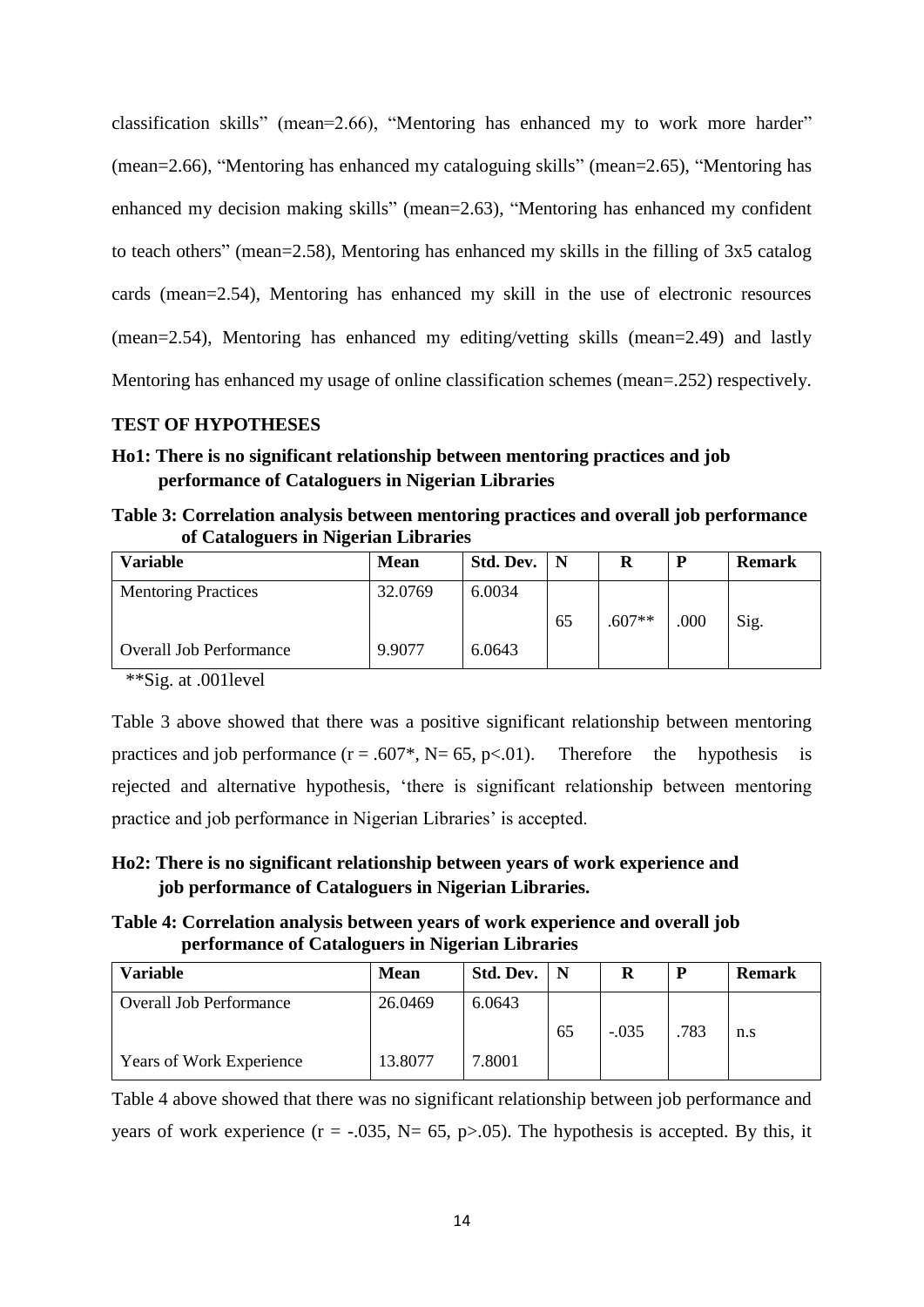classification skills" (mean=2.66), "Mentoring has enhanced my to work more harder" (mean=2.66), "Mentoring has enhanced my cataloguing skills" (mean=2.65), "Mentoring has enhanced my decision making skills" (mean=2.63), "Mentoring has enhanced my confident to teach others" (mean=2.58), Mentoring has enhanced my skills in the filling of 3x5 catalog cards (mean=2.54), Mentoring has enhanced my skill in the use of electronic resources (mean=2.54), Mentoring has enhanced my editing/vetting skills (mean=2.49) and lastly Mentoring has enhanced my usage of online classification schemes (mean=.252) respectively.

**TEST OF HYPOTHESES**

**Ho1: There is no significant relationship between mentoring practices and job performance of Cataloguers in Nigerian Libraries**

**Table 3: Correlation analysis between mentoring practices and overall job performance of Cataloguers in Nigerian Libraries**

| Variable | Mean | Std. Dev. | N | R | P | Remark |
|---|---|---|---|---|---|---|
| Mentoring Practices | 32.0769 | 6.0034 | 65 | .607** | .000 | Sig. |
| Overall Job Performance | 9.9077 | 6.0643 | | | | |

**Sig. at .001level

Table 3 above showed that there was a positive significant relationship between mentoring practices and job performance (r = .607*, N= 65, p<.01). Therefore the hypothesis is rejected and alternative hypothesis, 'there is significant relationship between mentoring practice and job performance in Nigerian Libraries' is accepted.

**Ho2: There is no significant relationship between years of work experience and job performance of Cataloguers in Nigerian Libraries.**

**Table 4: Correlation analysis between years of work experience and overall job performance of Cataloguers in Nigerian Libraries**

| Variable | Mean | Std. Dev. | N | R | P | Remark |
|---|---|---|---|---|---|---|
| Overall Job Performance | 26.0469 | 6.0643 | 65 | -.035 | .783 | n.s |
| Years of Work Experience | 13.8077 | 7.8001 | | | | |

Table 4 above showed that there was no significant relationship between job performance and years of work experience (r = -.035, N= 65, p>.05). The hypothesis is accepted. By this, it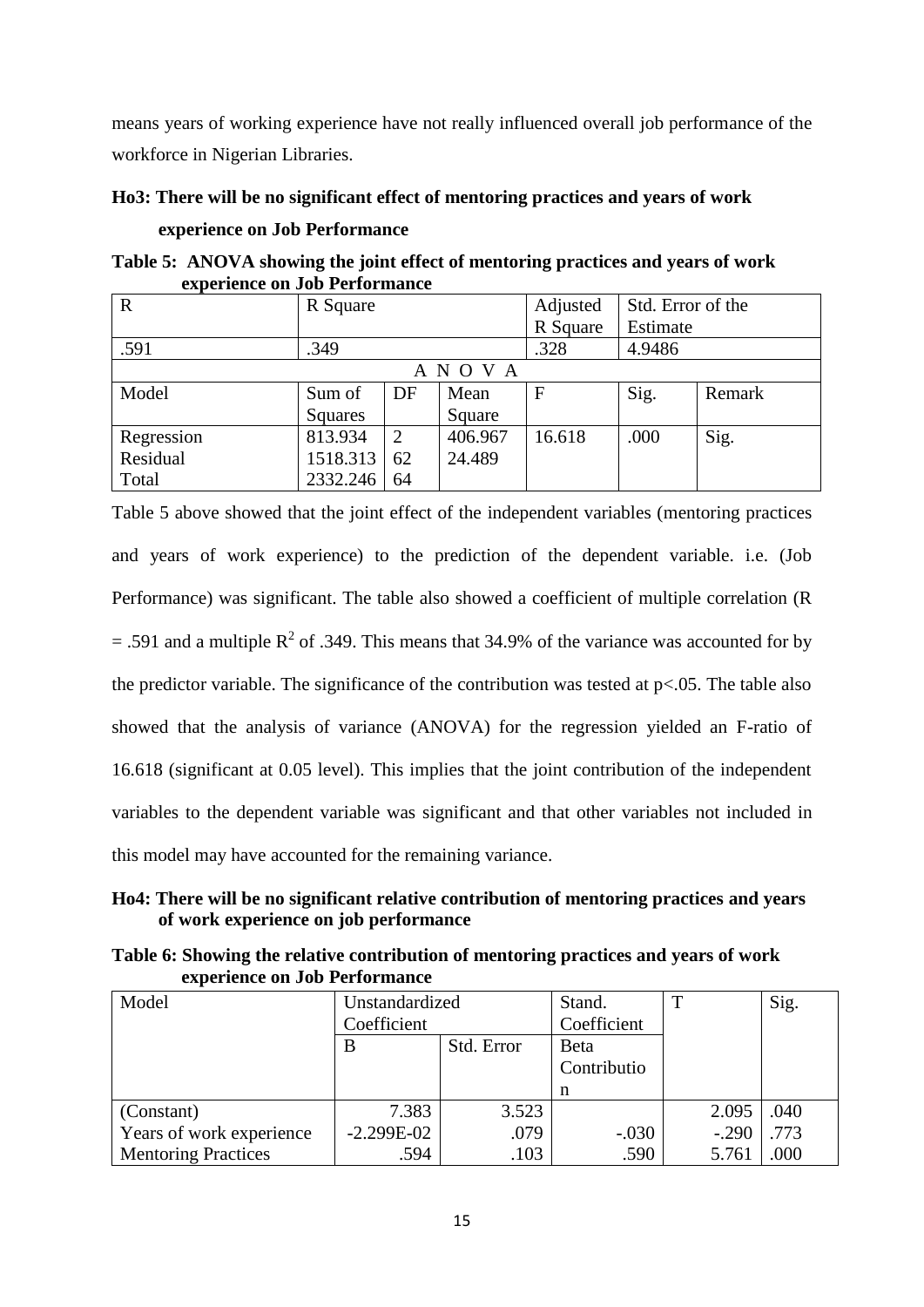means years of working experience have not really influenced overall job performance of the workforce in Nigerian Libraries.

**Ho3: There will be no significant effect of mentoring practices and years of work experience on Job Performance**

**Table 5: ANOVA showing the joint effect of mentoring practices and years of work experience on Job Performance**

| R | R Square | | | Adjusted R Square | Std. Error of the Estimate | |
|---|---|---|---|---|---|---|
| .591 | .349 | | | .328 | 4.9486 | |
| A N O V A | | | | | | |
| Model | Sum of Squares | DF | Mean Square | F | Sig. | Remark |
| Regression | 813.934 | 2 | 406.967 | 16.618 | .000 | Sig. |
| Residual | 1518.313 | 62 | 24.489 | | | |
| Total | 2332.246 | 64 | | | | |

Table 5 above showed that the joint effect of the independent variables (mentoring practices and years of work experience) to the prediction of the dependent variable. i.e. (Job Performance) was significant. The table also showed a coefficient of multiple correlation (R = .591 and a multiple $R^2$ of .349. This means that 34.9% of the variance was accounted for by the predictor variable. The significance of the contribution was tested at $p<.05$. The table also showed that the analysis of variance (ANOVA) for the regression yielded an F-ratio of 16.618 (significant at 0.05 level). This implies that the joint contribution of the independent variables to the dependent variable was significant and that other variables not included in this model may have accounted for the remaining variance.

**Ho4: There will be no significant relative contribution of mentoring practices and years of work experience on job performance**

**Table 6: Showing the relative contribution of mentoring practices and years of work experience on Job Performance**

| Model | Unstandardized Coefficient | | Stand. Coefficient | T | Sig. |
|---|---|---|---|---|---|
| | B | Std. Error | Beta Contribution | | |
| (Constant) | 7.383 | 3.523 | | 2.095 | .040 |
| Years of work experience | -2.299E-02 | .079 | -.030 | -.290 | .773 |
| Mentoring Practices | .594 | .103 | .590 | 5.761 | .000 |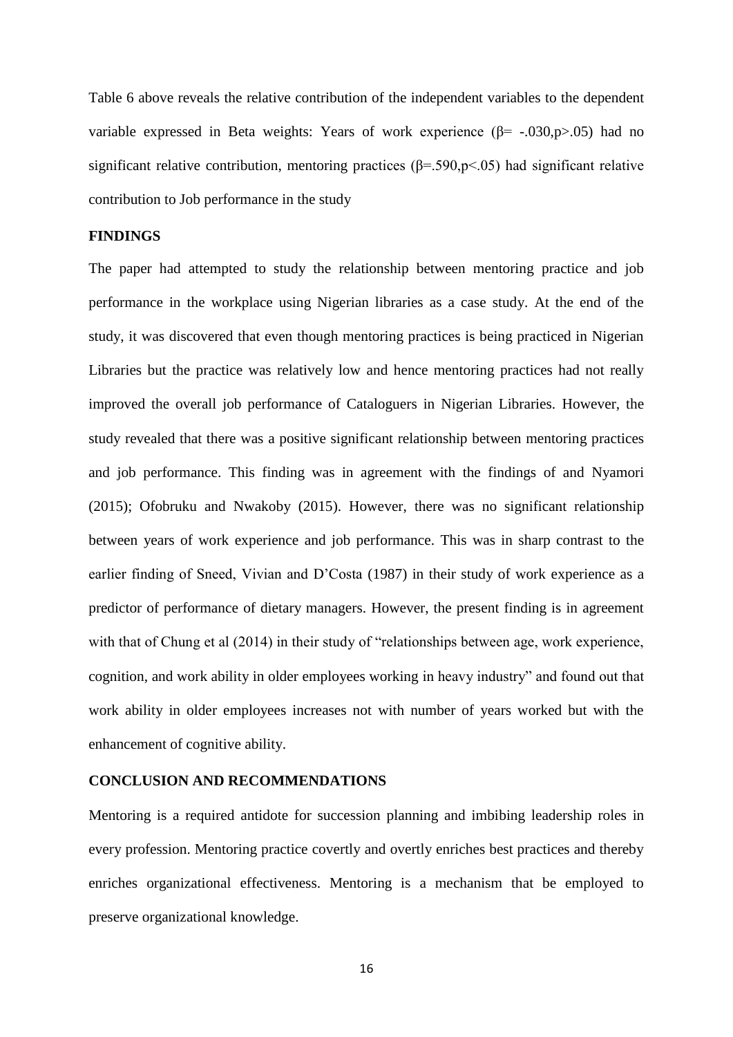Table 6 above reveals the relative contribution of the independent variables to the dependent variable expressed in Beta weights: Years of work experience ($\beta = -.030, p > .05$) had no significant relative contribution, mentoring practices ($\beta = .590, p < .05$) had significant relative contribution to Job performance in the study

## FINDINGS

The paper had attempted to study the relationship between mentoring practice and job performance in the workplace using Nigerian libraries as a case study. At the end of the study, it was discovered that even though mentoring practices is being practiced in Nigerian Libraries but the practice was relatively low and hence mentoring practices had not really improved the overall job performance of Cataloguers in Nigerian Libraries. However, the study revealed that there was a positive significant relationship between mentoring practices and job performance. This finding was in agreement with the findings of and Nyamori (2015); Ofobruku and Nwakoby (2015). However, there was no significant relationship between years of work experience and job performance. This was in sharp contrast to the earlier finding of Sneed, Vivian and D'Costa (1987) in their study of work experience as a predictor of performance of dietary managers. However, the present finding is in agreement with that of Chung et al (2014) in their study of "relationships between age, work experience, cognition, and work ability in older employees working in heavy industry" and found out that work ability in older employees increases not with number of years worked but with the enhancement of cognitive ability.

## CONCLUSION AND RECOMMENDATIONS

Mentoring is a required antidote for succession planning and imbibing leadership roles in every profession. Mentoring practice covertly and overtly enriches best practices and thereby enriches organizational effectiveness. Mentoring is a mechanism that be employed to preserve organizational knowledge.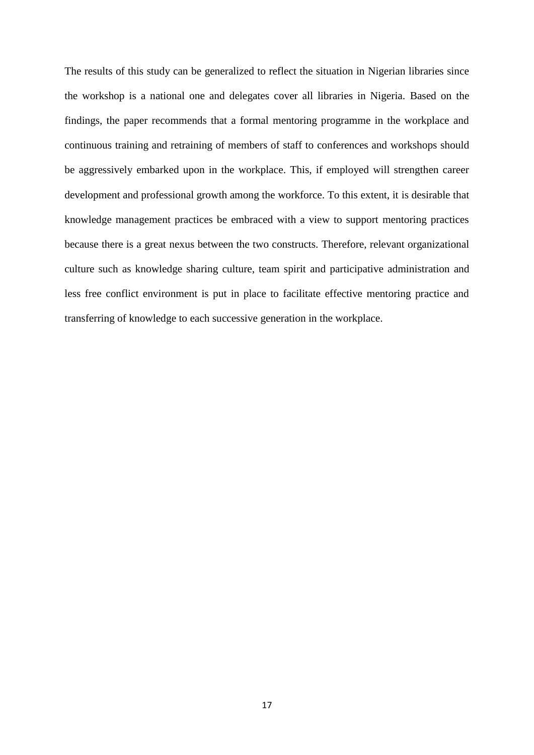The results of this study can be generalized to reflect the situation in Nigerian libraries since the workshop is a national one and delegates cover all libraries in Nigeria. Based on the findings, the paper recommends that a formal mentoring programme in the workplace and continuous training and retraining of members of staff to conferences and workshops should be aggressively embarked upon in the workplace. This, if employed will strengthen career development and professional growth among the workforce. To this extent, it is desirable that knowledge management practices be embraced with a view to support mentoring practices because there is a great nexus between the two constructs. Therefore, relevant organizational culture such as knowledge sharing culture, team spirit and participative administration and less free conflict environment is put in place to facilitate effective mentoring practice and transferring of knowledge to each successive generation in the workplace.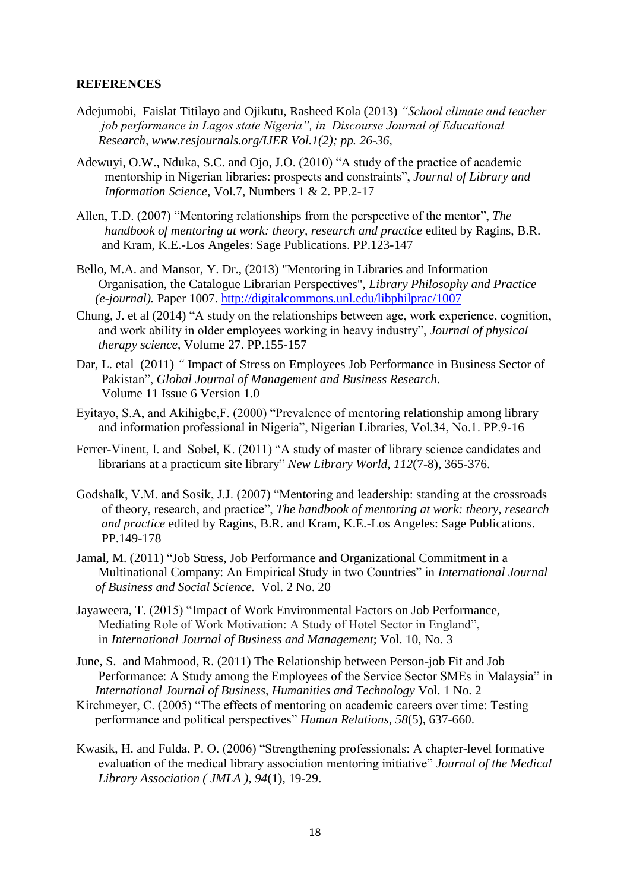**REFERENCES**

Adejumobi, Faislat Titilayo and Ojikutu, Rasheed Kola (2013) *"School climate and teacher job performance in Lagos state Nigeria", in Discourse Journal of Educational Research, www.resjournals.org/IJER Vol.1(2); pp. 26-36,*

Adewuyi, O.W., Nduka, S.C. and Ojo, J.O. (2010) "A study of the practice of academic mentorship in Nigerian libraries: prospects and constraints", *Journal of Library and Information Science*, Vol.7, Numbers 1 & 2. PP.2-17

Allen, T.D. (2007) "Mentoring relationships from the perspective of the mentor", *The handbook of mentoring at work: theory, research and practice* edited by Ragins, B.R. and Kram, K.E.-Los Angeles: Sage Publications. PP.123-147

Bello, M.A. and Mansor, Y. Dr., (2013) "Mentoring in Libraries and Information Organisation, the Catalogue Librarian Perspectives", *Library Philosophy and Practice (e-journal).* Paper 1007. http://digitalcommons.unl.edu/libphilprac/1007

Chung, J. et al (2014) "A study on the relationships between age, work experience, cognition, and work ability in older employees working in heavy industry", *Journal of physical therapy science*, Volume 27. PP.155-157

Dar, L. etal (2011) *"* Impact of Stress on Employees Job Performance in Business Sector of Pakistan", *Global Journal of Management and Business Research*. Volume 11 Issue 6 Version 1.0

Eyitayo, S.A, and Akihigbe,F. (2000) "Prevalence of mentoring relationship among library and information professional in Nigeria", Nigerian Libraries, Vol.34, No.1. PP.9-16

Ferrer-Vinent, I. and Sobel, K. (2011) "A study of master of library science candidates and librarians at a practicum site library" *New Library World, 112*(7-8), 365-376.

Godshalk, V.M. and Sosik, J.J. (2007) "Mentoring and leadership: standing at the crossroads of theory, research, and practice", *The handbook of mentoring at work: theory, research and practice* edited by Ragins, B.R. and Kram, K.E.-Los Angeles: Sage Publications. PP.149-178

Jamal, M. (2011) "Job Stress, Job Performance and Organizational Commitment in a Multinational Company: An Empirical Study in two Countries" in *International Journal of Business and Social Science.* Vol. 2 No. 20

Jayaweera, T. (2015) "Impact of Work Environmental Factors on Job Performance, Mediating Role of Work Motivation: A Study of Hotel Sector in England", in *International Journal of Business and Management*; Vol. 10, No. 3

June, S. and Mahmood, R. (2011) The Relationship between Person-job Fit and Job Performance: A Study among the Employees of the Service Sector SMEs in Malaysia" in *International Journal of Business, Humanities and Technology* Vol. 1 No. 2

Kirchmeyer, C. (2005) "The effects of mentoring on academic careers over time: Testing performance and political perspectives" *Human Relations, 58*(5), 637-660.

Kwasik, H. and Fulda, P. O. (2006) "Strengthening professionals: A chapter-level formative evaluation of the medical library association mentoring initiative" *Journal of the Medical Library Association ( JMLA ), 94*(1), 19-29.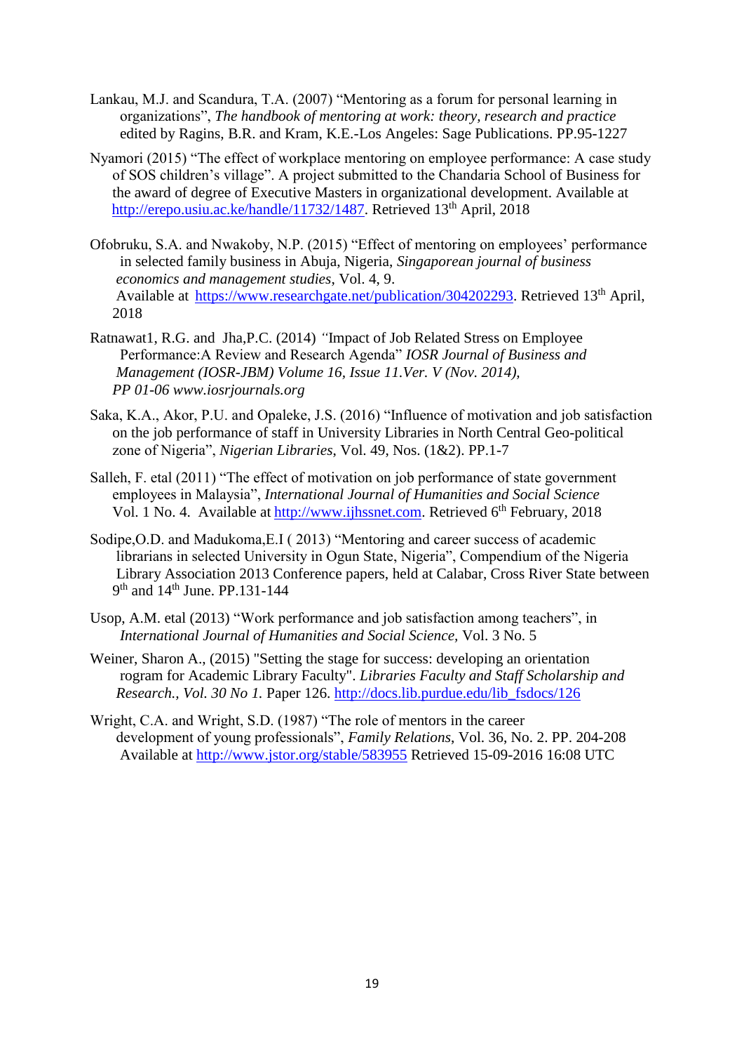Lankau, M.J. and Scandura, T.A. (2007) "Mentoring as a forum for personal learning in organizations", *The handbook of mentoring at work: theory, research and practice* edited by Ragins, B.R. and Kram, K.E.-Los Angeles: Sage Publications. PP.95-1227

Nyamori (2015) "The effect of workplace mentoring on employee performance: A case study of SOS children's village". A project submitted to the Chandaria School of Business for the award of degree of Executive Masters in organizational development. Available at http://erepo.usiu.ac.ke/handle/11732/1487. Retrieved 13th April, 2018

Ofobruku, S.A. and Nwakoby, N.P. (2015) "Effect of mentoring on employees' performance in selected family business in Abuja, Nigeria, *Singaporean journal of business economics and management studies*, Vol. 4, 9. Available at https://www.researchgate.net/publication/304202293. Retrieved 13th April, 2018

Ratnawat1, R.G. and Jha,P.C. (2014) *"*Impact of Job Related Stress on Employee Performance:A Review and Research Agenda" *IOSR Journal of Business and Management (IOSR-JBM) Volume 16, Issue 11.Ver. V (Nov. 2014), PP 01-06 www.iosrjournals.org*

Saka, K.A., Akor, P.U. and Opaleke, J.S. (2016) "Influence of motivation and job satisfaction on the job performance of staff in University Libraries in North Central Geo-political zone of Nigeria", *Nigerian Libraries*, Vol. 49, Nos. (1&2). PP.1-7

Salleh, F. etal (2011) "The effect of motivation on job performance of state government employees in Malaysia", *International Journal of Humanities and Social Science* Vol. 1 No. 4. Available at http://www.ijhssnet.com. Retrieved 6th February, 2018

Sodipe,O.D. and Madukoma,E.I ( 2013) "Mentoring and career success of academic librarians in selected University in Ogun State, Nigeria", Compendium of the Nigeria Library Association 2013 Conference papers, held at Calabar, Cross River State between 9th and 14th June. PP.131-144

Usop, A.M. etal (2013) "Work performance and job satisfaction among teachers", in *International Journal of Humanities and Social Science,* Vol. 3 No. 5

Weiner, Sharon A., (2015) "Setting the stage for success: developing an orientation rogram for Academic Library Faculty". *Libraries Faculty and Staff Scholarship and Research., Vol. 30 No 1.* Paper 126. http://docs.lib.purdue.edu/lib_fsdocs/126

Wright, C.A. and Wright, S.D. (1987) "The role of mentors in the career development of young professionals", *Family Relations*, Vol. 36, No. 2. PP. 204-208 Available at http://www.jstor.org/stable/583955 Retrieved 15-09-2016 16:08 UTC